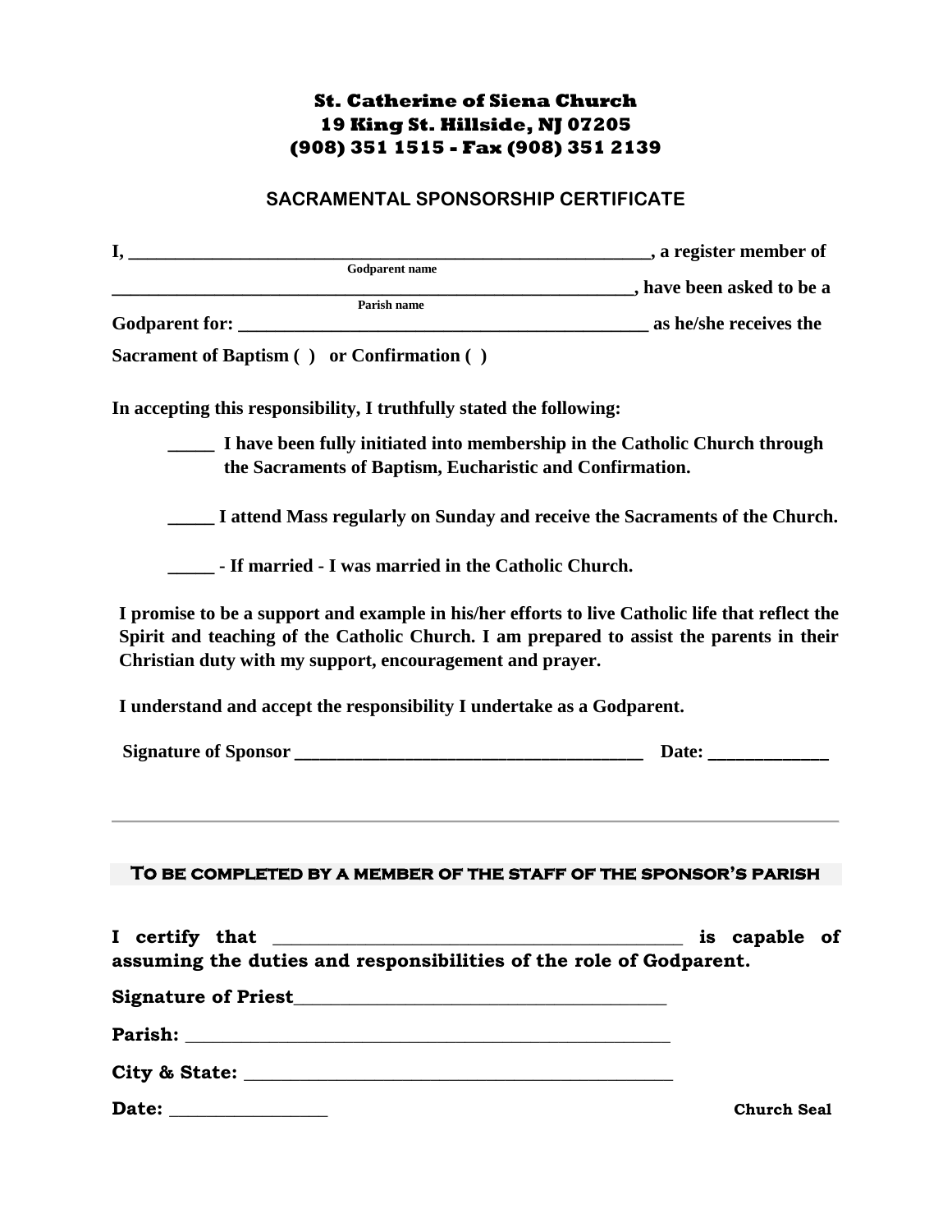**St. Catherine of Siena Church**
**19 King St. Hillside, NJ 07205**
**(908) 351 1515 - Fax (908) 351 2139**

## SACRAMENTAL SPONSORSHIP CERTIFICATE

**I, ________________________________________________________, a register member of**
Godparent name

**________________________________________________________, have been asked to be a**
Parish name

**Godparent for: ____________________________________________ as he/she receives the**

**Sacrament of Baptism ( ) or Confirmation ( )**

**In accepting this responsibility, I truthfully stated the following:**

**_____ I have been fully initiated into membership in the Catholic Church through the Sacraments of Baptism, Eucharistic and Confirmation.**

**_____ I attend Mass regularly on Sunday and receive the Sacraments of the Church.**

**_____ - If married - I was married in the Catholic Church.**

**I promise to be a support and example in his/her efforts to live Catholic life that reflect the Spirit and teaching of the Catholic Church. I am prepared to assist the parents in their Christian duty with my support, encouragement and prayer.**

**I understand and accept the responsibility I undertake as a Godparent.**

**Signature of Sponsor ______________________________________ Date: ____________**

---

### To be completed by a member of the staff of the sponsor's parish

**I certify that ____________________________________________ is capable of assuming the duties and responsibilities of the role of Godparent.**

**Signature of Priest________________________________________**

**Parish: ____________________________________________________**

**City & State: ______________________________________________**

**Date: ________________** **Church Seal**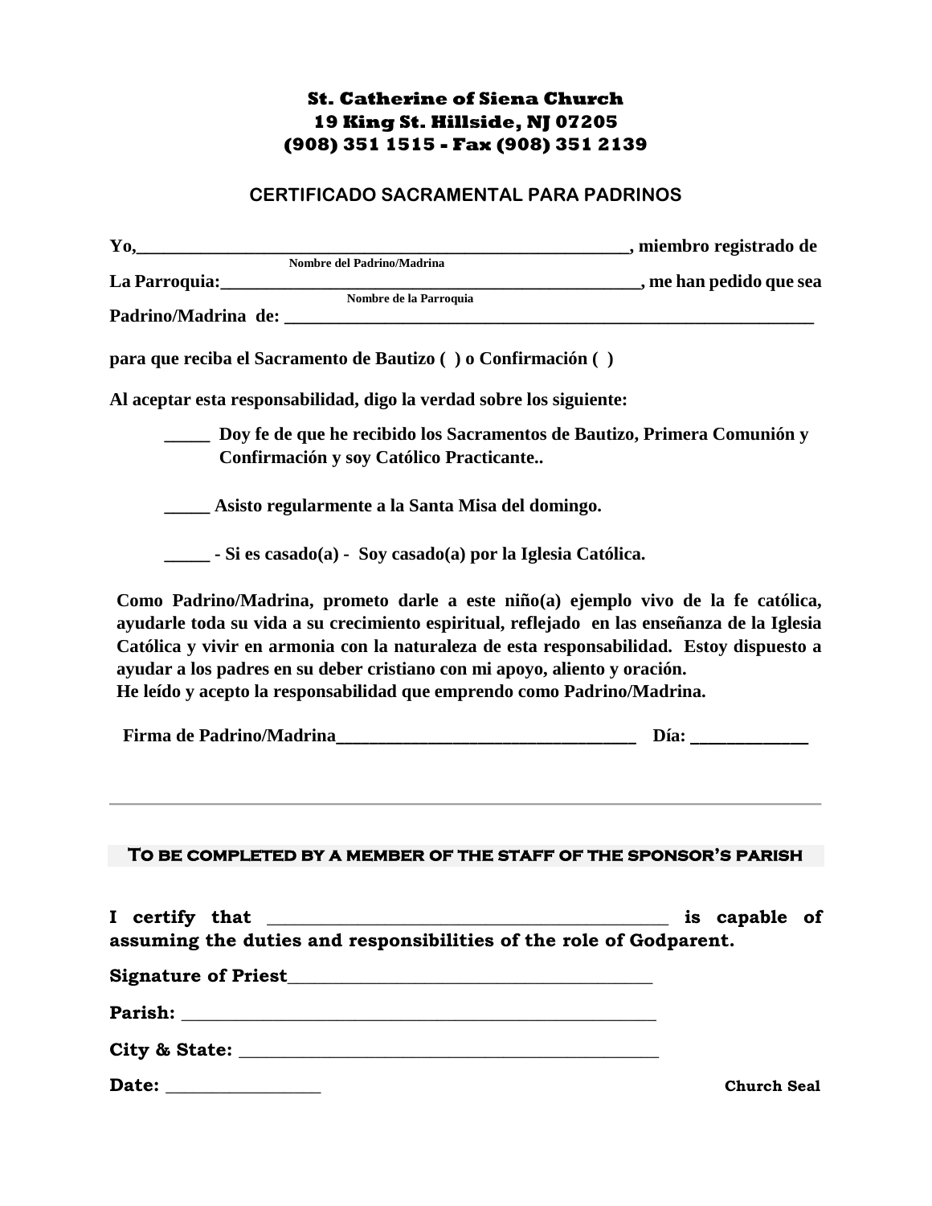**St. Catherine of Siena Church**
**19 King St. Hillside, NJ 07205**
**(908) 351 1515 - Fax (908) 351 2139**

## CERTIFICADO SACRAMENTAL PARA PADRINOS

**Yo,_______________________________________________________, miembro registrado de**
Nombre del Padrino/Madrina

**La Parroquia:______________________________________________, me han pedido que sea**
Nombre de la Parroquia

**Padrino/Madrina de: ________________________________________________________**

**para que reciba el Sacramento de Bautizo ( ) o Confirmación ( )**

**Al aceptar esta responsabilidad, digo la verdad sobre los siguiente:**

**_____ Doy fe de que he recibido los Sacramentos de Bautizo, Primera Comunión y Confirmación y soy Católico Practicante..**

**_____ Asisto regularmente a la Santa Misa del domingo.**

**_____ - Si es casado(a) - Soy casado(a) por la Iglesia Católica.**

**Como Padrino/Madrina, prometo darle a este niño(a) ejemplo vivo de la fe católica, ayudarle toda su vida a su crecimiento espiritual, reflejado en las enseñanza de la Iglesia Católica y vivir en armonia con la naturaleza de esta responsabilidad. Estoy dispuesto a ayudar a los padres en su deber cristiano con mi apoyo, aliento y oración.**
**He leído y acepto la responsabilidad que emprendo como Padrino/Madrina.**

**Firma de Padrino/Madrina________________________________ Día: ____________**

---

**To be completed by a member of the staff of the sponsor's parish**

**I certify that ____________________________________________ is capable of assuming the duties and responsibilities of the role of Godparent.**

**Signature of Priest________________________________________**

**Parish: _____________________________________________________**

**City & State: _______________________________________________**

**Date: _________________** **Church Seal**